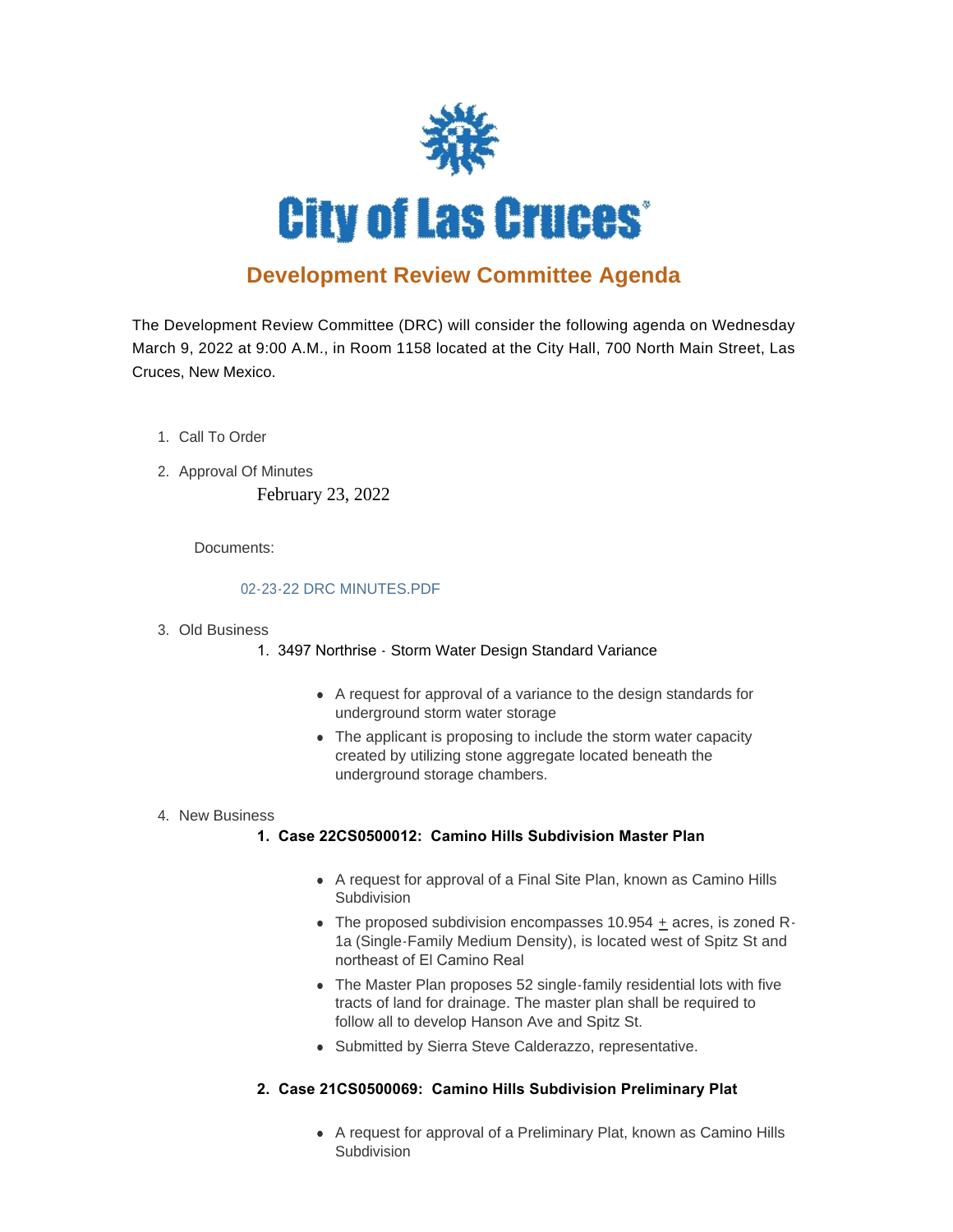# City of Las Cruces

## Development Review Committee Agenda

The Development Review Committee (DRC) will consider the following agenda on Wednesday March 9, 2022 at 9:00 A.M., in Room 1158 located at the City Hall, 700 North Main Street, Las Cruces, New Mexico.

1. Call To Order
2. Approval Of Minutes

   February 23, 2022

   Documents:

   02-23-22 DRC MINUTES.PDF

3. Old Business
   1. 3497 Northrise - Storm Water Design Standard Variance
      - A request for approval of a variance to the design standards for underground storm water storage
      - The applicant is proposing to include the storm water capacity created by utilizing stone aggregate located beneath the underground storage chambers.
4. New Business
   1. **Case 22CS0500012: Camino Hills Subdivision Master Plan**
      - A request for approval of a Final Site Plan, known as Camino Hills Subdivision
      - The proposed subdivision encompasses 10.954 ± acres, is zoned R-1a (Single-Family Medium Density), is located west of Spitz St and northeast of El Camino Real
      - The Master Plan proposes 52 single-family residential lots with five tracts of land for drainage. The master plan shall be required to follow all to develop Hanson Ave and Spitz St.
      - Submitted by Sierra Steve Calderazzo, representative.
   2. **Case 21CS0500069: Camino Hills Subdivision Preliminary Plat**
      - A request for approval of a Preliminary Plat, known as Camino Hills Subdivision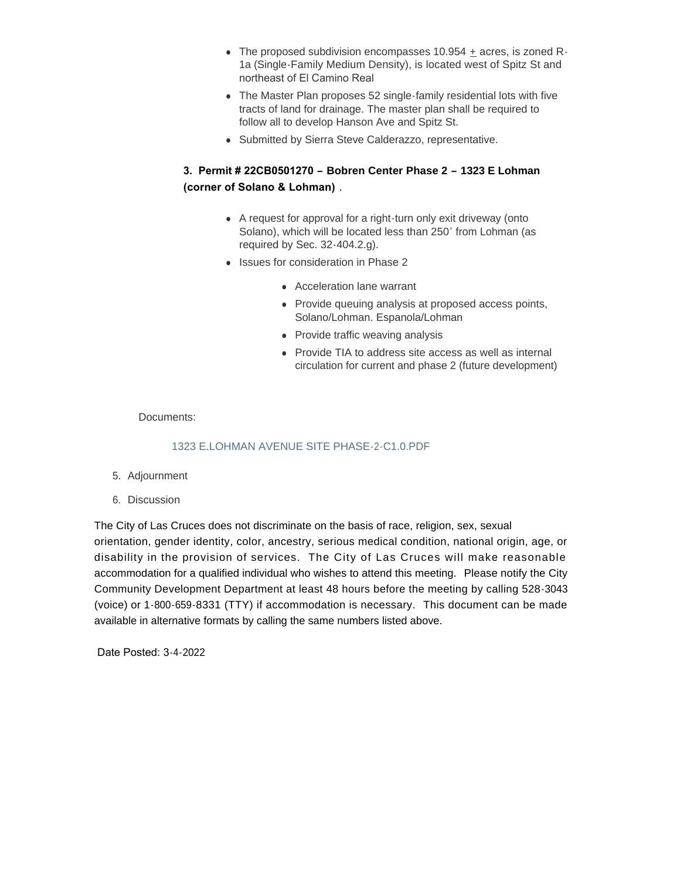- The proposed subdivision encompasses 10.954 ± acres, is zoned R-1a (Single-Family Medium Density), is located west of Spitz St and northeast of El Camino Real
- The Master Plan proposes 52 single-family residential lots with five tracts of land for drainage. The master plan shall be required to follow all to develop Hanson Ave and Spitz St.
- Submitted by Sierra Steve Calderazzo, representative.

**3. Permit # 22CB0501270 – Bobren Center Phase 2 – 1323 E Lohman (corner of Solano & Lohman)** .

- A request for approval for a right-turn only exit driveway (onto Solano), which will be located less than 250' from Lohman (as required by Sec. 32-404.2.g).
- Issues for consideration in Phase 2
    - Acceleration lane warrant
    - Provide queuing analysis at proposed access points, Solano/Lohman. Espanola/Lohman
    - Provide traffic weaving analysis
    - Provide TIA to address site access as well as internal circulation for current and phase 2 (future development)

Documents:

1323 E.LOHMAN AVENUE SITE PHASE-2-C1.0.PDF

5. Adjournment
6. Discussion

The City of Las Cruces does not discriminate on the basis of race, religion, sex, sexual orientation, gender identity, color, ancestry, serious medical condition, national origin, age, or disability in the provision of services. The City of Las Cruces will make reasonable accommodation for a qualified individual who wishes to attend this meeting. Please notify the City Community Development Department at least 48 hours before the meeting by calling 528-3043 (voice) or 1-800-659-8331 (TTY) if accommodation is necessary. This document can be made available in alternative formats by calling the same numbers listed above.

Date Posted: 3-4-2022